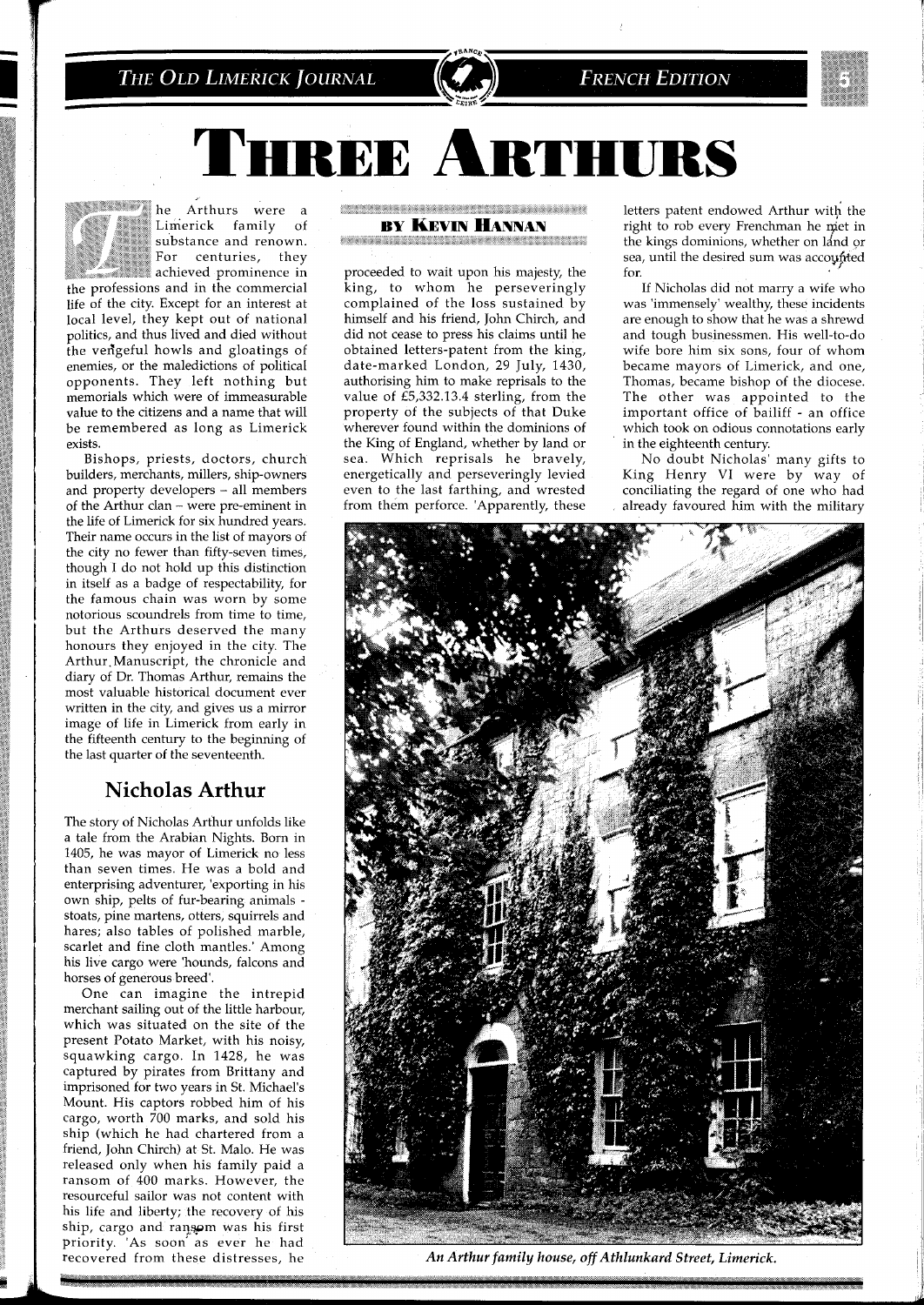# THREE ARTHURS

**BY KEVIN HANNAN**

The Arthurs were a Limerick family of substance and renown. For centuries, they achieved prominence in the professions and in the commercial life of the city. Except for an interest at local level, they kept out of national politics, and thus lived and died without the vengeful howls and gloatings of enemies, or the maledictions of political opponents. They left nothing but memorials which were of immeasurable value to the citizens and a name that will be remembered as long as Limerick exists.

Bishops, priests, doctors, church builders, merchants, millers, ship-owners and property developers – all members of the Arthur clan – were pre-eminent in the life of Limerick for six hundred years. Their name occurs in the list of mayors of the city no fewer than fifty-seven times, though I do not hold up this distinction in itself as a badge of respectability, for the famous chain was worn by some notorious scoundrels from time to time, but the Arthurs deserved the many honours they enjoyed in the city. The Arthur Manuscript, the chronicle and diary of Dr. Thomas Arthur, remains the most valuable historical document ever written in the city, and gives us a mirror image of life in Limerick from early in the fifteenth century to the beginning of the last quarter of the seventeenth.

## Nicholas Arthur

The story of Nicholas Arthur unfolds like a tale from the Arabian Nights. Born in 1405, he was mayor of Limerick no less than seven times. He was a bold and enterprising adventurer, 'exporting in his own ship, pelts of fur-bearing animals - stoats, pine martens, otters, squirrels and hares; also tables of polished marble, scarlet and fine cloth mantles.' Among his live cargo were 'hounds, falcons and horses of generous breed'.

One can imagine the intrepid merchant sailing out of the little harbour, which was situated on the site of the present Potato Market, with his noisy, squawking cargo. In 1428, he was captured by pirates from Brittany and imprisoned for two years in St. Michael's Mount. His captors robbed him of his cargo, worth 700 marks, and sold his ship (which he had chartered from a friend, John Chirch) at St. Malo. He was released only when his family paid a ransom of 400 marks. However, the resourceful sailor was not content with his life and liberty; the recovery of his ship, cargo and ransom was his first priority. 'As soon as ever he had recovered from these distresses, he proceeded to wait upon his majesty, the king, to whom he perseveringly complained of the loss sustained by himself and his friend, John Chirch, and did not cease to press his claims until he obtained letters-patent from the king, date-marked London, 29 July, 1430, authorising him to make reprisals to the value of £5,332.13.4 sterling, from the property of the subjects of that Duke wherever found within the dominions of the King of England, whether by land or sea. Which reprisals he bravely, energetically and perseveringly levied even to the last farthing, and wrested from them perforce. 'Apparently, these letters patent endowed Arthur with the right to rob every Frenchman he met in the kings dominions, whether on land or sea, until the desired sum was accounted for.

If Nicholas did not marry a wife who was 'immensely' wealthy, these incidents are enough to show that he was a shrewd and tough businessmen. His well-to-do wife bore him six sons, four of whom became mayors of Limerick, and one, Thomas, became bishop of the diocese. The other was appointed to the important office of bailiff - an office which took on odious connotations early in the eighteenth century.

No doubt Nicholas' many gifts to King Henry VI were by way of conciliating the regard of one who had already favoured him with the military

*An Arthur family house, off Athlunkard Street, Limerick.*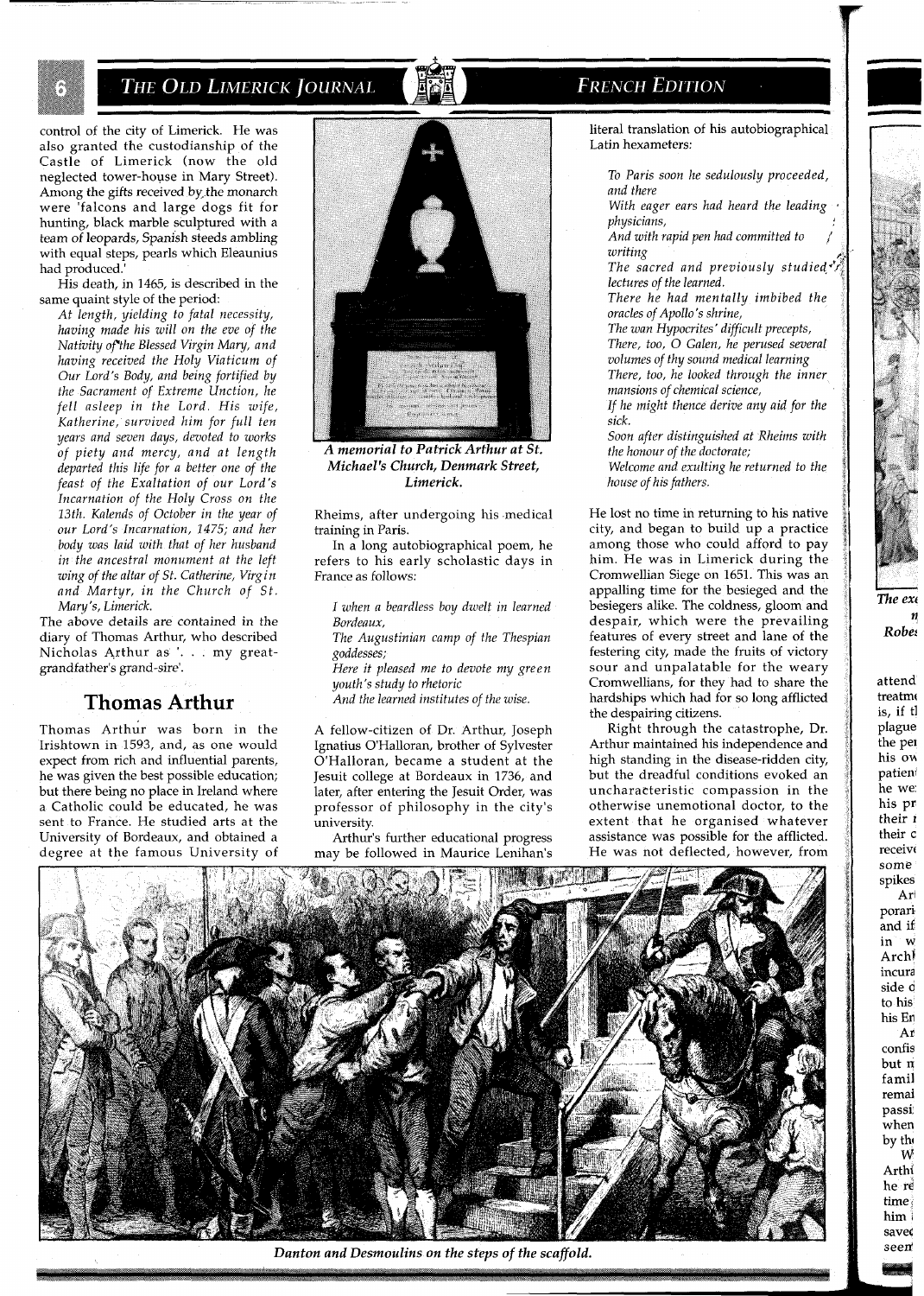control of the city of Limerick. He was also granted the custodianship of the Castle of Limerick (now the old neglected tower-house in Mary Street). Among the gifts received by the monarch were 'falcons and large dogs fit for hunting, black marble sculptured with a team of leopards, Spanish steeds ambling with equal steps, pearls which Eleaunius had produced.'

His death, in 1465, is described in the same quaint style of the period:

*At length, yielding to fatal necessity, having made his will on the eve of the Nativity of the Blessed Virgin Mary, and having received the Holy Viaticum of Our Lord's Body, and being fortified by the Sacrament of Extreme Unction, he fell asleep in the Lord. His wife, Katherine, survived him for full ten years and seven days, devoted to works of piety and mercy, and at length departed this life for a better one of the feast of the Exaltation of our Lord's Incarnation of the Holy Cross on the 13th. Kalends of October in the year of our Lord's Incarnation, 1475; and her body was laid with that of her husband in the ancestral monument at the left wing of the altar of St. Catherine, Virgin and Martyr, in the Church of St. Mary's, Limerick.*

The above details are contained in the diary of Thomas Arthur, who described Nicholas Arthur as '. . . my great-grandfather's grand-sire'.

## Thomas Arthur

Thomas Arthur was born in the Irishtown in 1593, and, as one would expect from rich and influential parents, he was given the best possible education; but there being no place in Ireland where a Catholic could be educated, he was sent to France. He studied arts at the University of Bordeaux, and obtained a degree at the famous University of Rheims, after undergoing his medical training in Paris.

*A memorial to Patrick Arthur at St. Michael's Church, Denmark Street, Limerick.*

In a long autobiographical poem, he refers to his early scholastic days in France as follows:

*I when a beardless boy dwelt in learned Bordeaux,*
*The Augustinian camp of the Thespian goddesses;*
*Here it pleased me to devote my green youth's study to rhetoric*
*And the learned institutes of the wise.*

A fellow-citizen of Dr. Arthur, Joseph Ignatius O'Halloran, brother of Sylvester O'Halloran, became a student at the Jesuit college at Bordeaux in 1736, and later, after entering the Jesuit Order, was professor of philosophy in the city's university.

Arthur's further educational progress may be followed in Maurice Lenihan's literal translation of his autobiographical Latin hexameters:

*To Paris soon he sedulously proceeded, and there*
*With eager ears had heard the leading physicians,*
*And with rapid pen had committed to writing*
*The sacred and previously studied lectures of the learned.*
*There he had mentally imbibed the oracles of Apollo's shrine,*
*The wan Hypocrites' difficult precepts,*
*There, too, O Galen, he perused several volumes of thy sound medical learning*
*There, too, he looked through the inner mansions of chemical science,*
*If he might thence derive any aid for the sick.*
*Soon after distinguished at Rheims with the honour of the doctorate;*
*Welcome and exulting he returned to the house of his fathers.*

He lost no time in returning to his native city, and began to build up a practice among those who could afford to pay him. He was in Limerick during the Cromwellian Siege on 1651. This was an appalling time for the besieged and the besiegers alike. The coldness, gloom and despair, which were the prevailing features of every street and lane of the festering city, made the fruits of victory sour and unpalatable for the weary Cromwellians, for they had to share the hardships which had for so long afflicted the despairing citizens.

Right through the catastrophe, Dr. Arthur maintained his independence and high standing in the disease-ridden city, but the dreadful conditions evoked an uncharacteristic compassion in the otherwise unemotional doctor, to the extent that he organised whatever assistance was possible for the afflicted. He was not deflected, however, from

*Danton and Desmoulins on the steps of the scaffold.*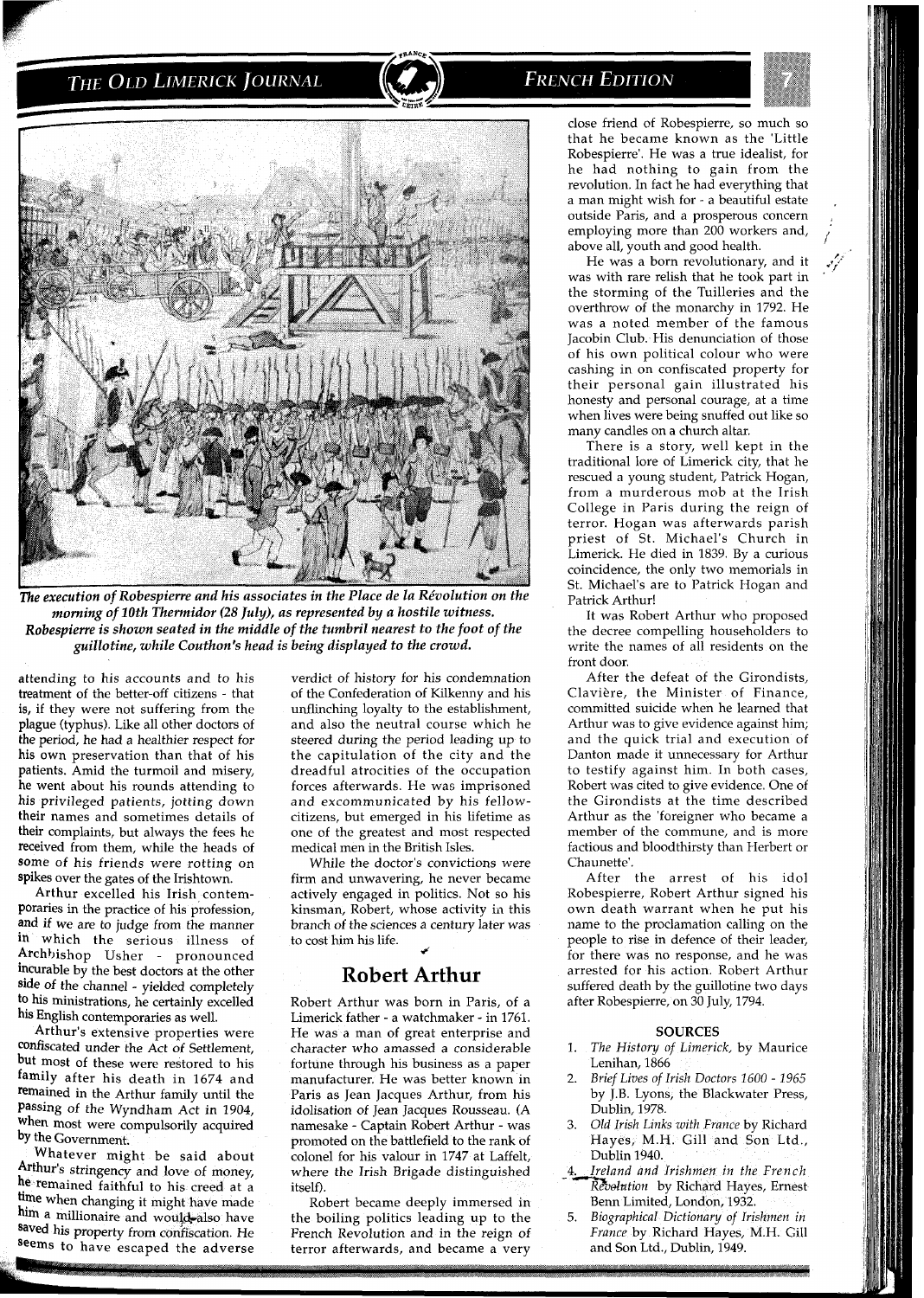*The execution of Robespierre and his associates in the Place de la Révolution on the morning of 10th Thermidor (28 July), as represented by a hostile witness. Robespierre is shown seated in the middle of the tumbril nearest to the foot of the guillotine, while Couthon's head is being displayed to the crowd.*

attending to his accounts and to his treatment of the better-off citizens - that is, if they were not suffering from the plague (typhus). Like all other doctors of the period, he had a healthier respect for his own preservation than that of his patients. Amid the turmoil and misery, he went about his rounds attending to his privileged patients, jotting down their names and sometimes details of their complaints, but always the fees he received from them, while the heads of some of his friends were rotting on spikes over the gates of the Irishtown.

Arthur excelled his Irish contemporaries in the practice of his profession, and if we are to judge from the manner in which the serious illness of Archbishop Usher - pronounced incurable by the best doctors at the other side of the channel - yielded completely to his ministrations, he certainly excelled his English contemporaries as well.

Arthur's extensive properties were confiscated under the Act of Settlement, but most of these were restored to his family after his death in 1674 and remained in the Arthur family until the passing of the Wyndham Act in 1904, when most were compulsorily acquired by the Government.

Whatever might be said about Arthur's stringency and love of money, he remained faithful to his creed at a time when changing it might have made him a millionaire and would also have saved his property from confiscation. He seems to have escaped the adverse verdict of history for his condemnation of the Confederation of Kilkenny and his unflinching loyalty to the establishment, and also the neutral course which he steered during the period leading up to the capitulation of the city and the dreadful atrocities of the occupation forces afterwards. He was imprisoned and excommunicated by his fellow-citizens, but emerged in his lifetime as one of the greatest and most respected medical men in the British Isles.

While the doctor's convictions were firm and unwavering, he never became actively engaged in politics. Not so his kinsman, Robert, whose activity in this branch of the sciences a century later was to cost him his life.

## Robert Arthur

Robert Arthur was born in Paris, of a Limerick father - a watchmaker - in 1761. He was a man of great enterprise and character who amassed a considerable fortune through his business as a paper manufacturer. He was better known in Paris as Jean Jacques Arthur, from his idolisation of Jean Jacques Rousseau. (A namesake - Captain Robert Arthur - was promoted on the battlefield to the rank of colonel for his valour in 1747 at Laffelt, where the Irish Brigade distinguished itself).

Robert became deeply immersed in the boiling politics leading up to the French Revolution and in the reign of terror afterwards, and became a very close friend of Robespierre, so much so that he became known as the 'Little Robespierre'. He was a true idealist, for he had nothing to gain from the revolution. In fact he had everything that a man might wish for - a beautiful estate outside Paris, and a prosperous concern employing more than 200 workers and, above all, youth and good health.

He was a born revolutionary, and it was with rare relish that he took part in the storming of the Tuilleries and the overthrow of the monarchy in 1792. He was a noted member of the famous Jacobin Club. His denunciation of those of his own political colour who were cashing in on confiscated property for their personal gain illustrated his honesty and personal courage, at a time when lives were being snuffed out like so many candles on a church altar.

There is a story, well kept in the traditional lore of Limerick city, that he rescued a young student, Patrick Hogan, from a murderous mob at the Irish College in Paris during the reign of terror. Hogan was afterwards parish priest of St. Michael's Church in Limerick. He died in 1839. By a curious coincidence, the only two memorials in St. Michael's are to Patrick Hogan and Patrick Arthur!

It was Robert Arthur who proposed the decree compelling householders to write the names of all residents on the front door.

After the defeat of the Girondists, Clavière, the Minister of Finance, committed suicide when he learned that Arthur was to give evidence against him; and the quick trial and execution of Danton made it unnecessary for Arthur to testify against him. In both cases, Robert was cited to give evidence. One of the Girondists at the time described Arthur as the 'foreigner who became a member of the commune, and is more factious and bloodthirsty than Herbert or Chaunette'.

After the arrest of his idol Robespierre, Robert Arthur signed his own death warrant when he put his name to the proclamation calling on the people to rise in defence of their leader, for there was no response, and he was arrested for his action. Robert Arthur suffered death by the guillotine two days after Robespierre, on 30 July, 1794.

### SOURCES

1. *The History of Limerick*, by Maurice Lenihan, 1866
2. *Brief Lives of Irish Doctors 1600 - 1965* by J.B. Lyons, the Blackwater Press, Dublin, 1978.
3. *Old Irish Links with France* by Richard Hayes, M.H. Gill and Son Ltd., Dublin 1940.
4. *Ireland and Irishmen in the French Revolution* by Richard Hayes, Ernest Benn Limited, London, 1932.
5. *Biographical Dictionary of Irishmen in France* by Richard Hayes, M.H. Gill and Son Ltd., Dublin, 1949.